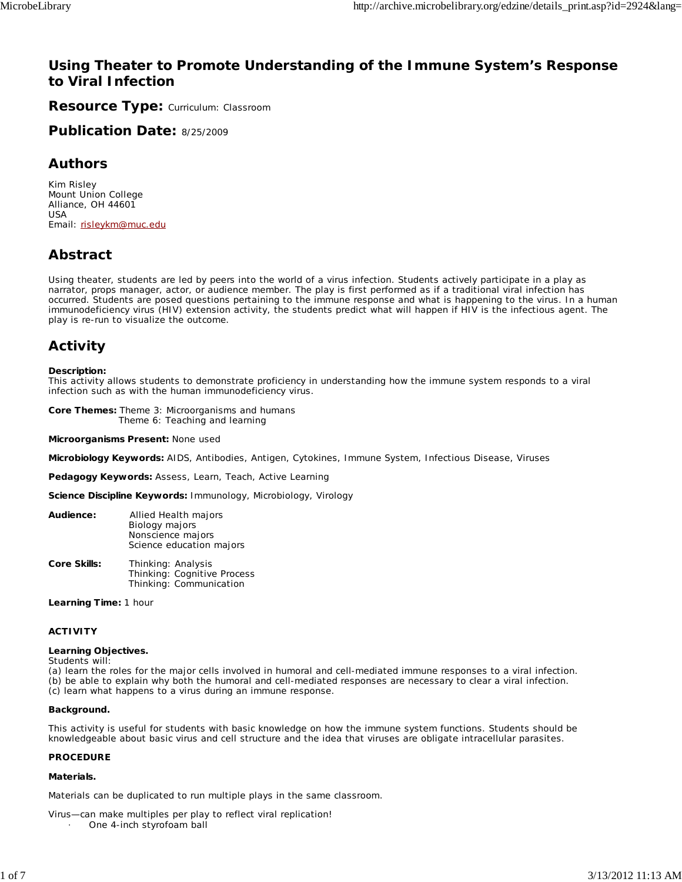# Using Theater to Promote Understanding of the Immune System's Response to Viral Infection

## Resource Type: Curriculum: Classroom

## Publication Date: 8/25/2009

## Authors

Kim Risley
Mount Union College
Alliance, OH 44601
USA
Email: risleykm@muc.edu

## Abstract

Using theater, students are led by peers into the world of a virus infection. Students actively participate in a play as narrator, props manager, actor, or audience member. The play is first performed as if a traditional viral infection has occurred. Students are posed questions pertaining to the immune response and what is happening to the virus. In a human immunodeficiency virus (HIV) extension activity, the students predict what will happen if HIV is the infectious agent. The play is re-run to visualize the outcome.

## Activity

**Description:**
This activity allows students to demonstrate proficiency in understanding how the immune system responds to a viral infection such as with the human immunodeficiency virus.

**Core Themes:** Theme 3: Microorganisms and humans
Theme 6: Teaching and learning

**Microorganisms Present:** None used

**Microbiology Keywords:** AIDS, Antibodies, Antigen, Cytokines, Immune System, Infectious Disease, Viruses

**Pedagogy Keywords:** Assess, Learn, Teach, Active Learning

**Science Discipline Keywords:** Immunology, Microbiology, Virology

**Audience:** Allied Health majors
Biology majors
Nonscience majors
Science education majors

**Core Skills:** Thinking: Analysis
Thinking: Cognitive Process
Thinking: Communication

**Learning Time:** 1 hour

**ACTIVITY**

**Learning Objectives.**
Students will:
(a) learn the roles for the major cells involved in humoral and cell-mediated immune responses to a viral infection.
(b) be able to explain why both the humoral and cell-mediated responses are necessary to clear a viral infection.
(c) learn what happens to a virus during an immune response.

**Background.**

This activity is useful for students with basic knowledge on how the immune system functions. Students should be knowledgeable about basic virus and cell structure and the idea that viruses are obligate intracellular parasites.

**PROCEDURE**

**Materials.**

Materials can be duplicated to run multiple plays in the same classroom.

Virus—can make multiples per play to reflect viral replication!

- One 4-inch styrofoam ball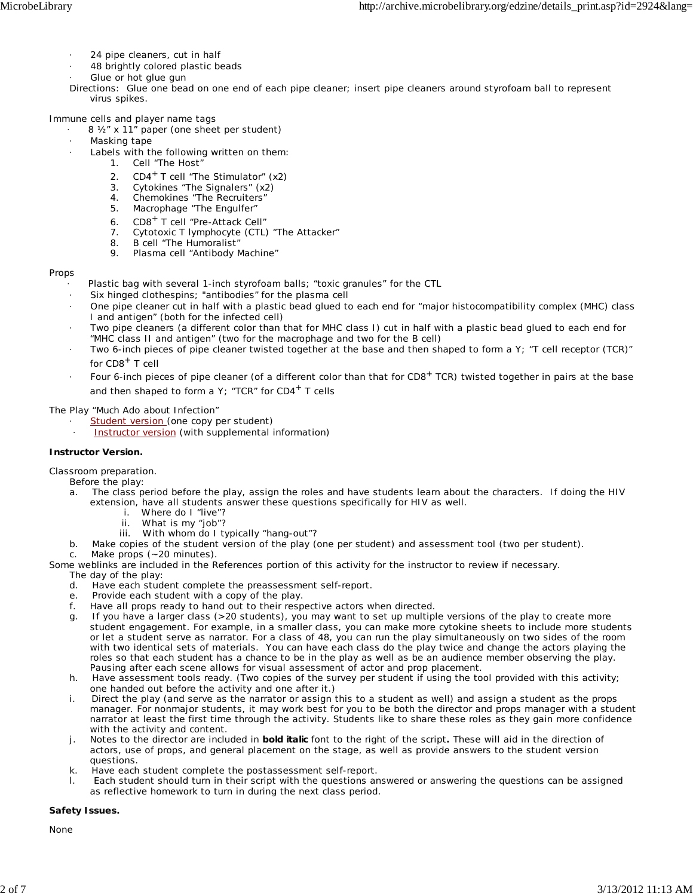- 24 pipe cleaners, cut in half
- 48 brightly colored plastic beads
- Glue or hot glue gun

Directions: Glue one bead on one end of each pipe cleaner; insert pipe cleaners around styrofoam ball to represent virus spikes.

Immune cells and player name tags

- 8 ½" x 11" paper (one sheet per student)
- Masking tape
- Labels with the following written on them:
  1. Cell "The Host"
  2. $CD4^+$ T cell "The Stimulator" (x2)
  3. Cytokines "The Signalers" (x2)
  4. Chemokines "The Recruiters"
  5. Macrophage "The Engulfer"
  6. $CD8^+$ T cell "Pre-Attack Cell"
  7. Cytotoxic T lymphocyte (CTL) "The Attacker"
  8. B cell "The Humoralist"
  9. Plasma cell "Antibody Machine"

Props

- Plastic bag with several 1-inch styrofoam balls; "toxic granules" for the CTL
- Six hinged clothespins; "antibodies" for the plasma cell
- One pipe cleaner cut in half with a plastic bead glued to each end for "major histocompatibility complex (MHC) class I and antigen" (both for the infected cell)
- Two pipe cleaners (a different color than that for MHC class I) cut in half with a plastic bead glued to each end for "MHC class II and antigen" (two for the macrophage and two for the B cell)
- Two 6-inch pieces of pipe cleaner twisted together at the base and then shaped to form a Y; "T cell receptor (TCR)" for $CD8^+$ T cell
- Four 6-inch pieces of pipe cleaner (of a different color than that for $CD8^+$ TCR) twisted together in pairs at the base and then shaped to form a Y; "TCR" for $CD4^+$ T cells

The Play "Much Ado about Infection"

- Student version (one copy per student)
- Instructor version (with supplemental information)

**Instructor Version.**

Classroom preparation.

Before the play:

a. The class period before the play, assign the roles and have students learn about the characters. If doing the HIV extension, have all students answer these questions specifically for HIV as well.
   i. Where do I "live"?
   ii. What is my "job"?
   iii. With whom do I typically "hang-out"?

b. Make copies of the student version of the play (one per student) and assessment tool (two per student).

c. Make props (~20 minutes).

Some weblinks are included in the References portion of this activity for the instructor to review if necessary.

The day of the play:

d. Have each student complete the preassessment self-report.

e. Provide each student with a copy of the play.

f. Have all props ready to hand out to their respective actors when directed.

g. If you have a larger class (>20 students), you may want to set up multiple versions of the play to create more student engagement. For example, in a smaller class, you can make more cytokine sheets to include more students or let a student serve as narrator. For a class of 48, you can run the play simultaneously on two sides of the room with two identical sets of materials. You can have each class do the play twice and change the actors playing the roles so that each student has a chance to be in the play as well as be an audience member observing the play. Pausing after each scene allows for visual assessment of actor and prop placement.

h. Have assessment tools ready. (Two copies of the survey per student if using the tool provided with this activity; one handed out before the activity and one after it.)

i. Direct the play (and serve as the narrator or assign this to a student as well) and assign a student as the props manager. For nonmajor students, it may work best for you to be both the director and props manager with a student narrator at least the first time through the activity. Students like to share these roles as they gain more confidence with the activity and content.

j. Notes to the director are included in ***bold italic*** font to the right of the script**.** These will aid in the direction of actors, use of props, and general placement on the stage, as well as provide answers to the student version questions.

k. Have each student complete the postassessment self-report.

l. Each student should turn in their script with the questions answered or answering the questions can be assigned as reflective homework to turn in during the next class period.

**Safety Issues.**

None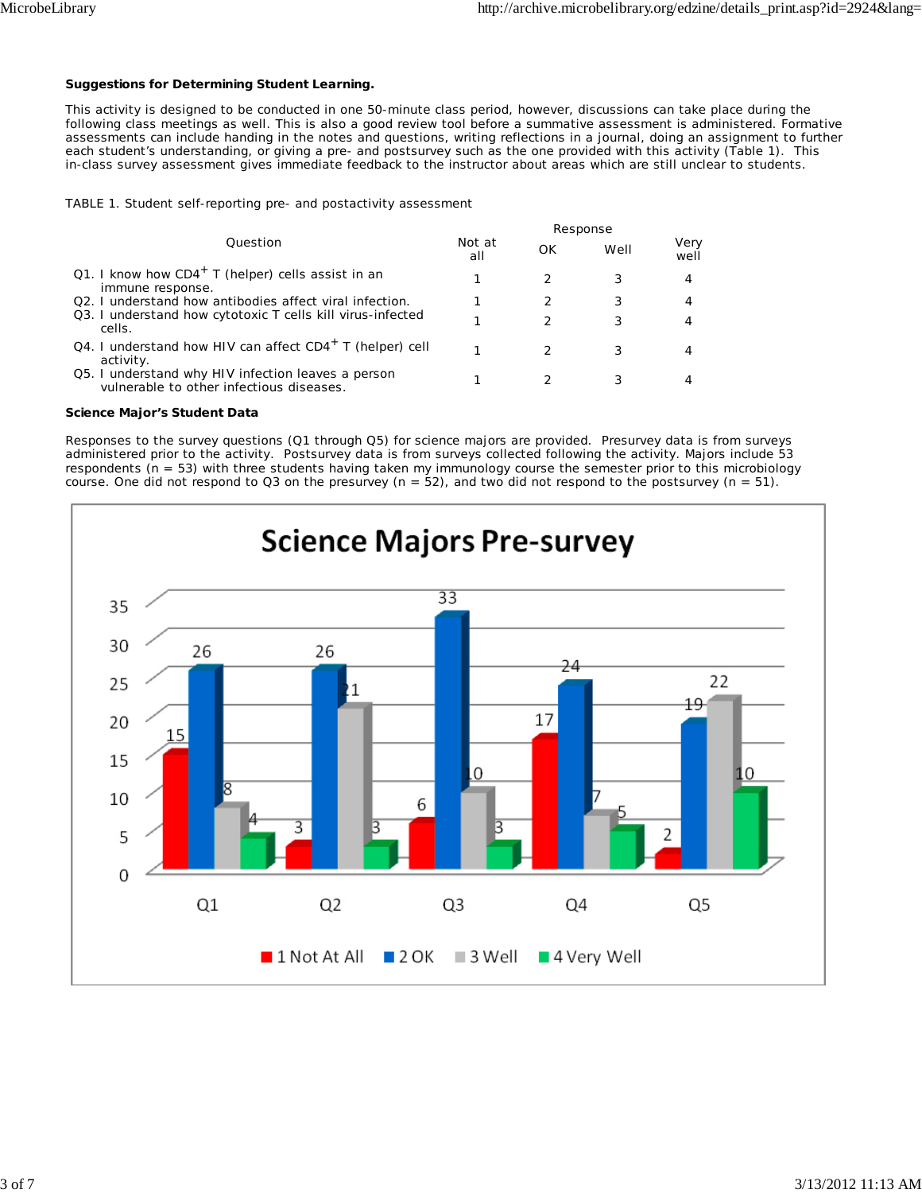**Suggestions for Determining Student Learning.**

This activity is designed to be conducted in one 50-minute class period, however, discussions can take place during the following class meetings as well. This is also a good review tool before a summative assessment is administered. Formative assessments can include handing in the notes and questions, writing reflections in a journal, doing an assignment to further each student's understanding, or giving a pre- and postsurvey such as the one provided with this activity (Table 1). This in-class survey assessment gives immediate feedback to the instructor about areas which are still unclear to students.

TABLE 1. Student self-reporting pre- and postactivity assessment

| Question | Response | | | |
|---|---|---|---|---|
| | Not at all | OK | Well | Very well |
| Q1. I know how $CD4^+$ T (helper) cells assist in an immune response. | 1 | 2 | 3 | 4 |
| Q2. I understand how antibodies affect viral infection. | 1 | 2 | 3 | 4 |
| Q3. I understand how cytotoxic T cells kill virus-infected cells. | 1 | 2 | 3 | 4 |
| Q4. I understand how HIV can affect $CD4^+$ T (helper) cell activity. | 1 | 2 | 3 | 4 |
| Q5. I understand why HIV infection leaves a person vulnerable to other infectious diseases. | 1 | 2 | 3 | 4 |

**Science Major's Student Data**

Responses to the survey questions (Q1 through Q5) for science majors are provided. Presurvey data is from surveys administered prior to the activity. Postsurvey data is from surveys collected following the activity. Majors include 53 respondents (n = 53) with three students having taken my immunology course the semester prior to this microbiology course. One did not respond to Q3 on the presurvey (n = 52), and two did not respond to the postsurvey (n = 51).

**Science Majors Pre-survey**

| | 1 Not At All | 2 OK | 3 Well | 4 Very Well |
|---|---|---|---|---|
| Q1 | 15 | 26 | 8 | 4 |
| Q2 | 3 | 26 | 21 | 3 |
| Q3 | 6 | 33 | 10 | 3 |
| Q4 | 17 | 24 | 7 | 5 |
| Q5 | 2 | 19 | 22 | 10 |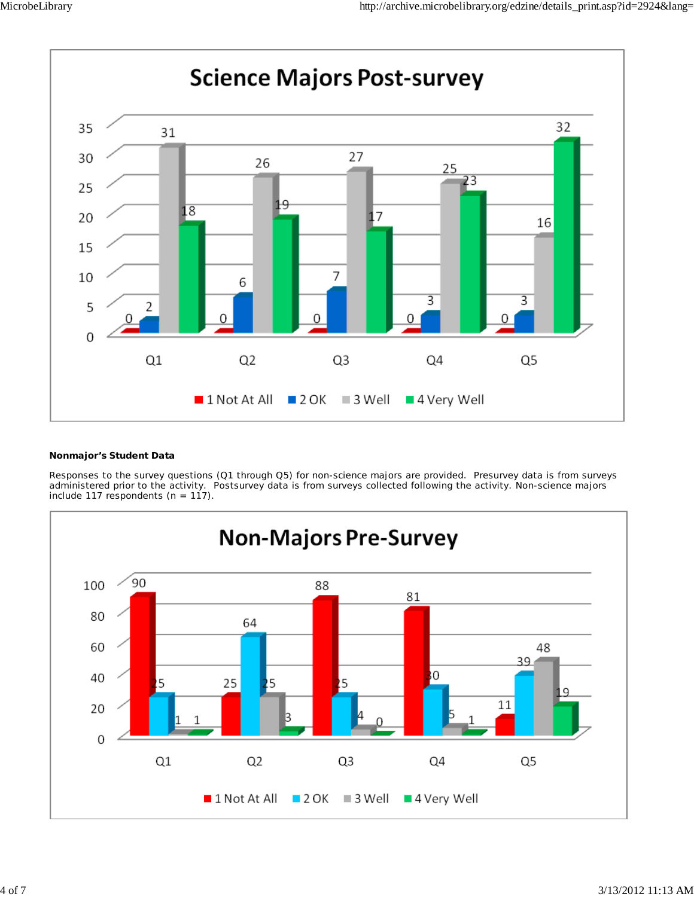**Science Majors Post-survey**

| | 1 Not At All | 2 OK | 3 Well | 4 Very Well |
|---|---|---|---|---|
| Q1 | 0 | 2 | 31 | 18 |
| Q2 | 0 | 6 | 26 | 19 |
| Q3 | 0 | 7 | 27 | 17 |
| Q4 | 0 | 3 | 25 | 23 |
| Q5 | 0 | 3 | 16 | 32 |

**Nonmajor's Student Data**

Responses to the survey questions (Q1 through Q5) for non-science majors are provided. Presurvey data is from surveys administered prior to the activity. Postsurvey data is from surveys collected following the activity. Non-science majors include 117 respondents (n = 117).

**Non-Majors Pre-Survey**

| | 1 Not At All | 2 OK | 3 Well | 4 Very Well |
|---|---|---|---|---|
| Q1 | 90 | 25 | 1 | 1 |
| Q2 | 25 | 64 | 25 | 3 |
| Q3 | 88 | 25 | 4 | 0 |
| Q4 | 81 | 30 | 5 | 1 |
| Q5 | 11 | 39 | 48 | 19 |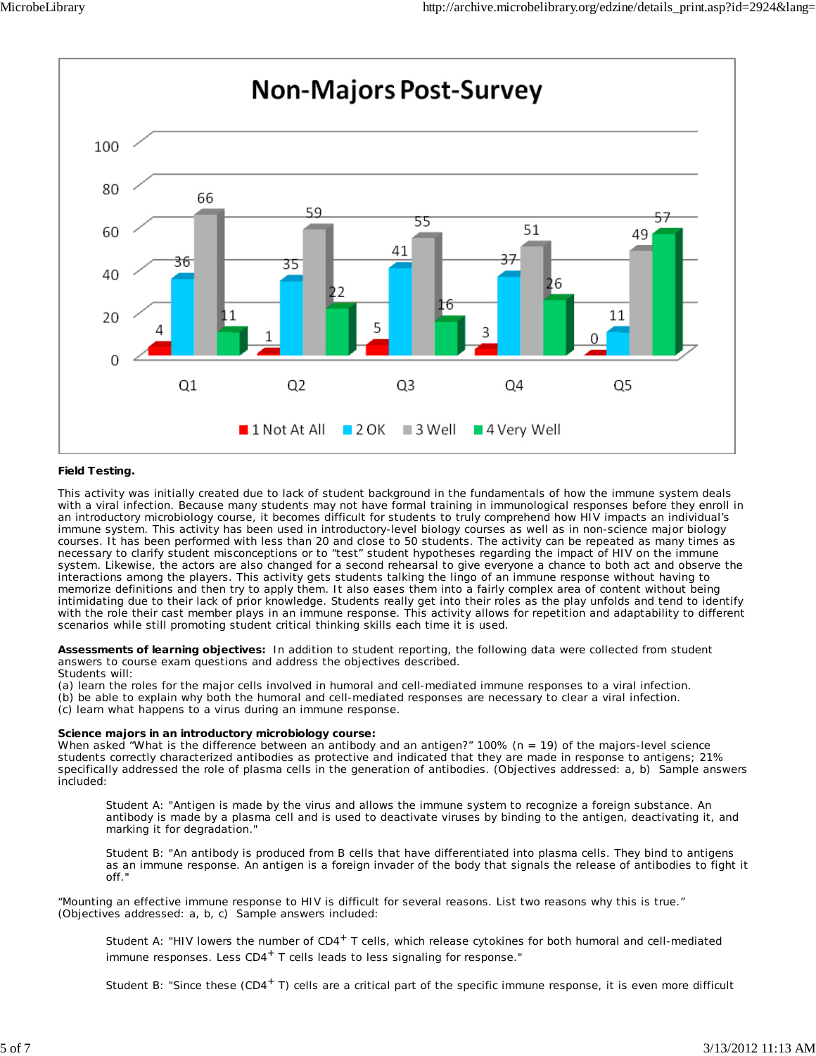**Non-Majors Post-Survey**

| | Q1 | Q2 | Q3 | Q4 | Q5 |
|---|---|---|---|---|---|
| 1 Not At All | 4 | 1 | 5 | 3 | 0 |
| 2 OK | 36 | 35 | 41 | 37 | 11 |
| 3 Well | 66 | 59 | 55 | 51 | 49 |
| 4 Very Well | 11 | 22 | 16 | 26 | 57 |

**Field Testing.**

This activity was initially created due to lack of student background in the fundamentals of how the immune system deals with a viral infection. Because many students may not have formal training in immunological responses before they enroll in an introductory microbiology course, it becomes difficult for students to truly comprehend how HIV impacts an individual's immune system. This activity has been used in introductory-level biology courses as well as in non-science major biology courses. It has been performed with less than 20 and close to 50 students. The activity can be repeated as many times as necessary to clarify student misconceptions or to "test" student hypotheses regarding the impact of HIV on the immune system. Likewise, the actors are also changed for a second rehearsal to give everyone a chance to both act and observe the interactions among the players. This activity gets students talking the lingo of an immune response without having to memorize definitions and then try to apply them. It also eases them into a fairly complex area of content without being intimidating due to their lack of prior knowledge. Students really get into their roles as the play unfolds and tend to identify with the role their cast member plays in an immune response. This activity allows for repetition and adaptability to different scenarios while still promoting student critical thinking skills each time it is used.

**Assessments of learning objectives:** In addition to student reporting, the following data were collected from student answers to course exam questions and address the objectives described.

Students will:

(a) learn the roles for the major cells involved in humoral and cell-mediated immune responses to a viral infection.
(b) be able to explain why both the humoral and cell-mediated responses are necessary to clear a viral infection.
(c) learn what happens to a virus during an immune response.

**Science majors in an introductory microbiology course:**

When asked "What is the difference between an antibody and an antigen?" 100% (n = 19) of the majors-level science students correctly characterized antibodies as protective and indicated that they are made in response to antigens; 21% specifically addressed the role of plasma cells in the generation of antibodies. (Objectives addressed: a, b) Sample answers included:

> Student A: "Antigen is made by the virus and allows the immune system to recognize a foreign substance. An antibody is made by a plasma cell and is used to deactivate viruses by binding to the antigen, deactivating it, and marking it for degradation."

> Student B: "An antibody is produced from B cells that have differentiated into plasma cells. They bind to antigens as an immune response. An antigen is a foreign invader of the body that signals the release of antibodies to fight it off."

"Mounting an effective immune response to HIV is difficult for several reasons. List two reasons why this is true." (Objectives addressed: a, b, c) Sample answers included:

> Student A: "HIV lowers the number of $CD4^+$ T cells, which release cytokines for both humoral and cell-mediated immune responses. Less $CD4^+$ T cells leads to less signaling for response."

> Student B: "Since these ($CD4^+$ T) cells are a critical part of the specific immune response, it is even more difficult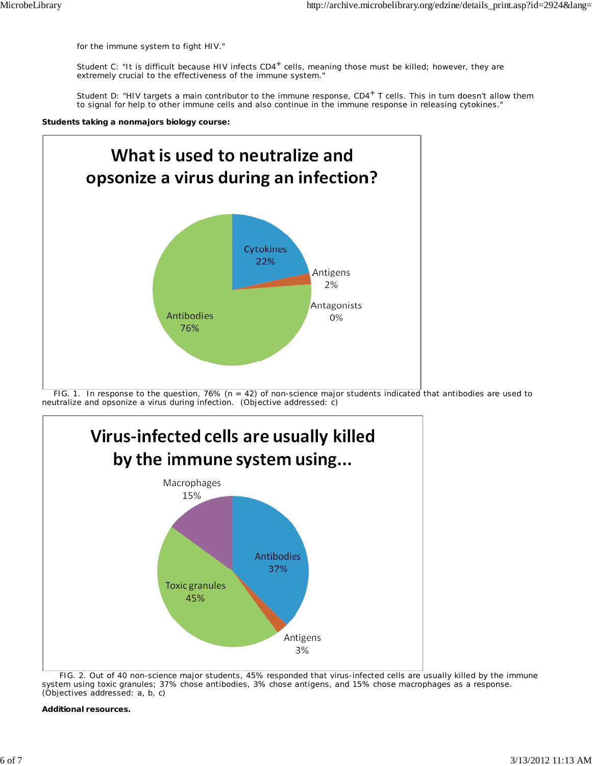for the immune system to fight HIV."

Student C: "It is difficult because HIV infects $CD4^+$ cells, meaning those must be killed; however, they are extremely crucial to the effectiveness of the immune system."

Student D: "HIV targets a main contributor to the immune response, $CD4^+$ T cells. This in turn doesn't allow them to signal for help to other immune cells and also continue in the immune response in releasing cytokines."

**Students taking a nonmajors biology course:**

**What is used to neutralize and opsonize a virus during an infection?**

| Response | Percentage |
|---|---|
| Cytokines | 22% |
| Antigens | 2% |
| Antagonists | 0% |
| Antibodies | 76% |

FIG. 1. In response to the question, 76% (n = 42) of non-science major students indicated that antibodies are used to neutralize and opsonize a virus during infection. (Objective addressed: c)

**Virus-infected cells are usually killed by the immune system using...**

| Response | Percentage |
|---|---|
| Macrophages | 15% |
| Antibodies | 37% |
| Antigens | 3% |
| Toxic granules | 45% |

FIG. 2. Out of 40 non-science major students, 45% responded that virus-infected cells are usually killed by the immune system using toxic granules; 37% chose antibodies, 3% chose antigens, and 15% chose macrophages as a response. (Objectives addressed: a, b, c)

**Additional resources.**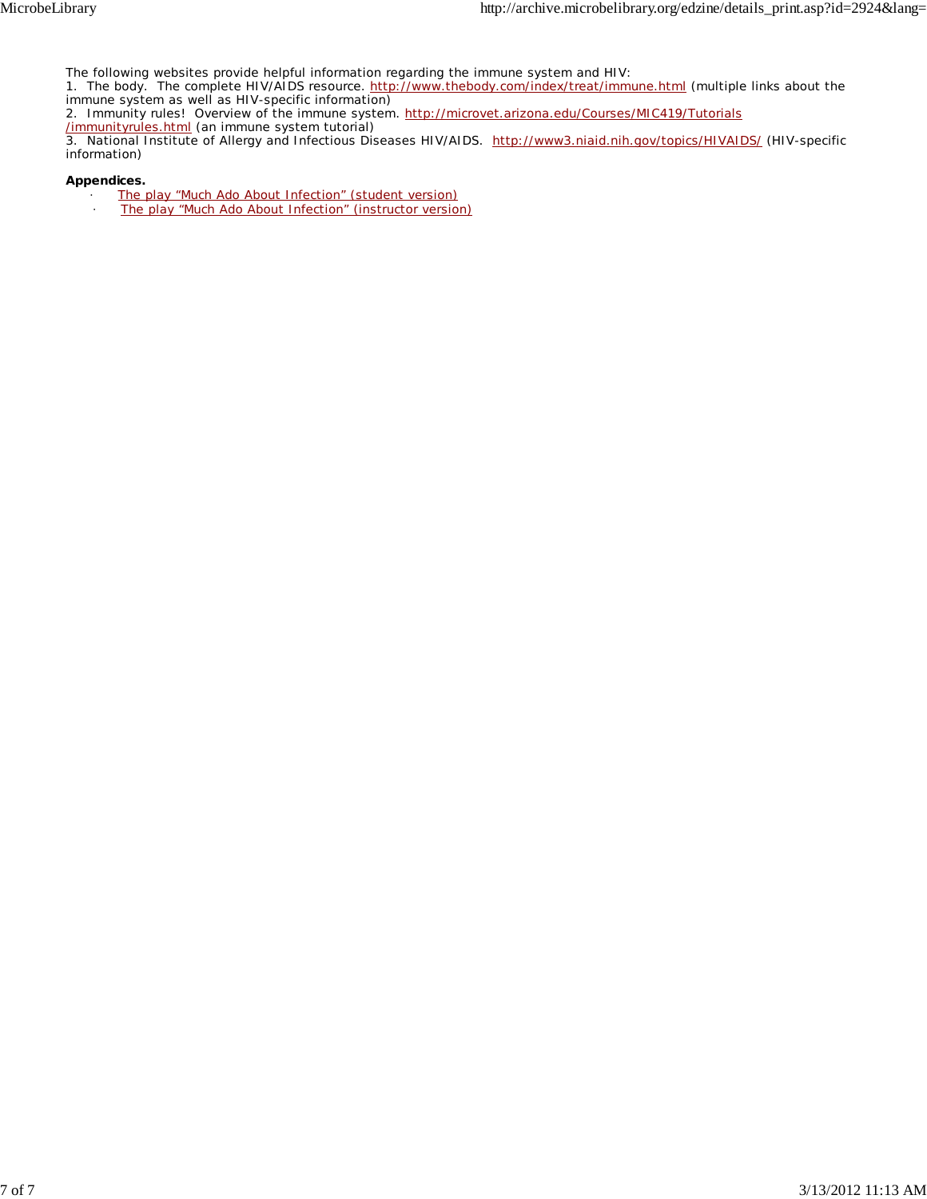The following websites provide helpful information regarding the immune system and HIV:

1. The body. The complete HIV/AIDS resource. http://www.thebody.com/index/treat/immune.html (multiple links about the immune system as well as HIV-specific information)
2. Immunity rules! Overview of the immune system. http://microvet.arizona.edu/Courses/MIC419/Tutorials/immunityrules.html (an immune system tutorial)
3. National Institute of Allergy and Infectious Diseases HIV/AIDS. http://www3.niaid.nih.gov/topics/HIVAIDS/ (HIV-specific information)

**Appendices.**

- The play "Much Ado About Infection" (student version)
- The play "Much Ado About Infection" (instructor version)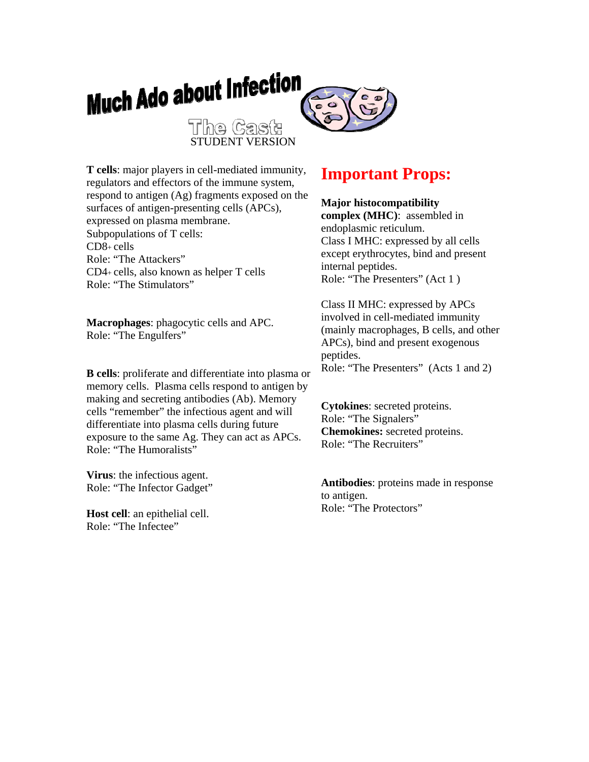# Much Ado about Infection

## The Cast:

STUDENT VERSION

**T cells**: major players in cell-mediated immunity, regulators and effectors of the immune system, respond to antigen (Ag) fragments exposed on the surfaces of antigen-presenting cells (APCs), expressed on plasma membrane.
Subpopulations of T cells:
$CD8^{+}$ cells
Role: "The Attackers"
$CD4^{+}$ cells, also known as helper T cells
Role: "The Stimulators"

**Macrophages**: phagocytic cells and APC.
Role: "The Engulfers"

**B cells**: proliferate and differentiate into plasma or memory cells. Plasma cells respond to antigen by making and secreting antibodies (Ab). Memory cells "remember" the infectious agent and will differentiate into plasma cells during future exposure to the same Ag. They can act as APCs.
Role: "The Humoralists"

**Virus**: the infectious agent.
Role: "The Infector Gadget"

**Host cell**: an epithelial cell.
Role: "The Infectee"

## Important Props:

**Major histocompatibility complex (MHC)**: assembled in endoplasmic reticulum.
Class I MHC: expressed by all cells except erythrocytes, bind and present internal peptides.
Role: "The Presenters" (Act 1 )

Class II MHC: expressed by APCs involved in cell-mediated immunity (mainly macrophages, B cells, and other APCs), bind and present exogenous peptides.
Role: "The Presenters" (Acts 1 and 2)

**Cytokines**: secreted proteins.
Role: "The Signalers"
**Chemokines:** secreted proteins.
Role: "The Recruiters"

**Antibodies**: proteins made in response to antigen.
Role: "The Protectors"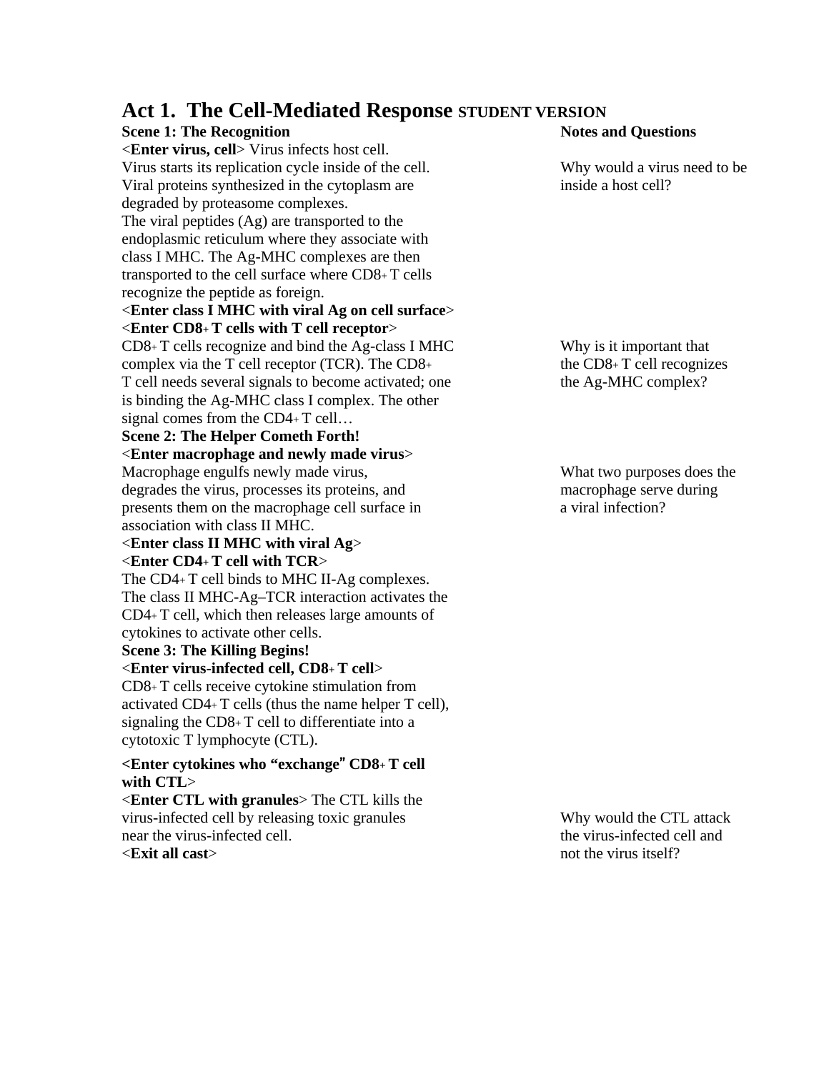# Act 1. The Cell-Mediated Response STUDENT VERSION

## Scene 1: The Recognition

<**Enter virus, cell**> Virus infects host cell.
Virus starts its replication cycle inside of the cell.
Viral proteins synthesized in the cytoplasm are degraded by proteasome complexes.
The viral peptides (Ag) are transported to the endoplasmic reticulum where they associate with class I MHC. The Ag-MHC complexes are then transported to the cell surface where $CD8^+$ T cells recognize the peptide as foreign.

*Notes and Questions:* Why would a virus need to be inside a host cell?

<**Enter class I MHC with viral Ag on cell surface**>
<**Enter $CD8^+$ T cells with T cell receptor**>
$CD8^+$ T cells recognize and bind the Ag-class I MHC complex via the T cell receptor (TCR). The $CD8^+$ T cell needs several signals to become activated; one is binding the Ag-MHC class I complex. The other signal comes from the $CD4^+$ T cell…

*Notes and Questions:* Why is it important that the $CD8^+$ T cell recognizes the Ag-MHC complex?

## Scene 2: The Helper Cometh Forth!

<**Enter macrophage and newly made virus**>
Macrophage engulfs newly made virus, degrades the virus, processes its proteins, and presents them on the macrophage cell surface in association with class II MHC.

*Notes and Questions:* What two purposes does the macrophage serve during a viral infection?

<**Enter class II MHC with viral Ag**>
<**Enter $CD4^+$ T cell with TCR**>
The $CD4^+$ T cell binds to MHC II-Ag complexes. The class II MHC-Ag–TCR interaction activates the $CD4^+$ T cell, which then releases large amounts of cytokines to activate other cells.

## Scene 3: The Killing Begins!

<**Enter virus-infected cell, $CD8^+$ T cell**>
$CD8^+$ T cells receive cytokine stimulation from activated $CD4^+$ T cells (thus the name helper T cell), signaling the $CD8^+$ T cell to differentiate into a cytotoxic T lymphocyte (CTL).

<**Enter cytokines who "exchange" $CD8^+$ T cell with CTL**>
<**Enter CTL with granules**> The CTL kills the virus-infected cell by releasing toxic granules near the virus-infected cell.
<**Exit all cast**>

*Notes and Questions:* Why would the CTL attack the virus-infected cell and not the virus itself?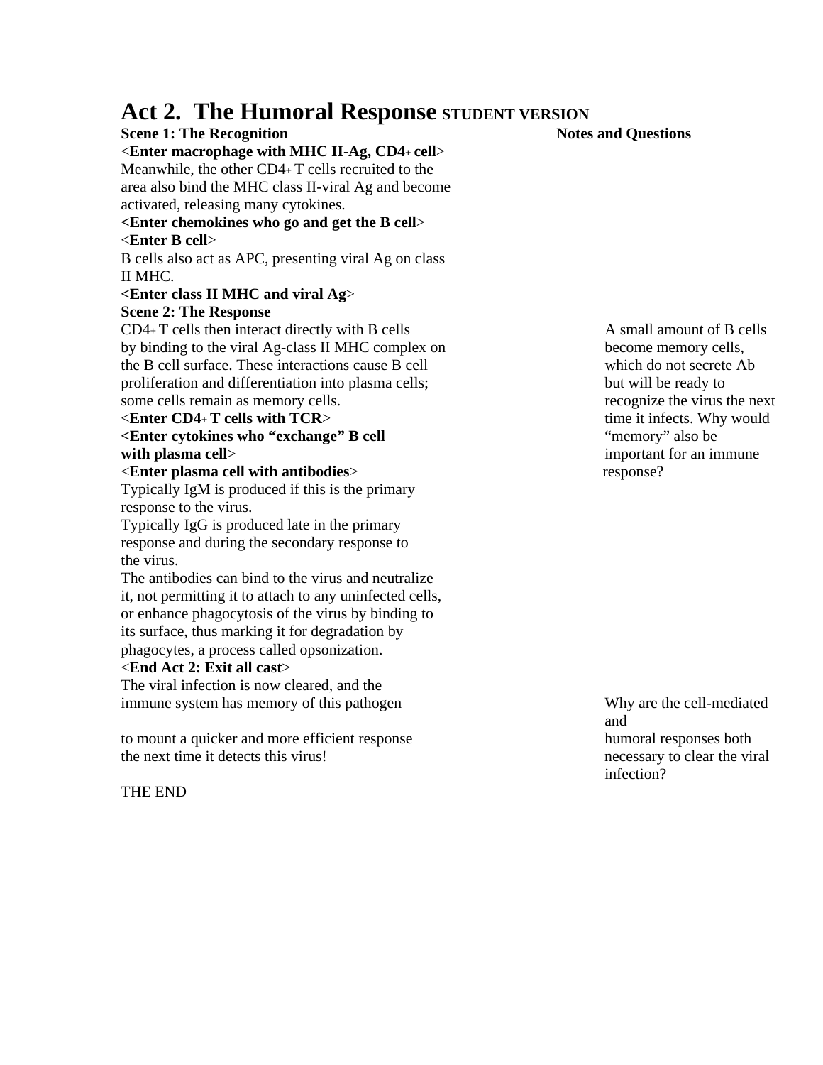# Act 2. The Humoral Response STUDENT VERSION

**Scene 1: The Recognition** **Notes and Questions**

<**Enter macrophage with MHC II-Ag, CD4+ cell**>

Meanwhile, the other CD4+ T cells recruited to the area also bind the MHC class II-viral Ag and become activated, releasing many cytokines.

**<Enter chemokines who go and get the B cell>**

<**Enter B cell**>

B cells also act as APC, presenting viral Ag on class II MHC.

**<Enter class II MHC and viral Ag>**

**Scene 2: The Response**

CD4+ T cells then interact directly with B cells by binding to the viral Ag-class II MHC complex on the B cell surface. These interactions cause B cell proliferation and differentiation into plasma cells; some cells remain as memory cells.

<**Enter CD4+ T cells with TCR**>

**<Enter cytokines who "exchange" B cell with plasma cell>**

<**Enter plasma cell with antibodies**>

Typically IgM is produced if this is the primary response to the virus.

Typically IgG is produced late in the primary response and during the secondary response to the virus.

The antibodies can bind to the virus and neutralize it, not permitting it to attach to any uninfected cells, or enhance phagocytosis of the virus by binding to its surface, thus marking it for degradation by phagocytes, a process called opsonization.

<**End Act 2: Exit all cast**>

The viral infection is now cleared, and the immune system has memory of this pathogen to mount a quicker and more efficient response the next time it detects this virus!

THE END

---

*Notes and Questions:*

A small amount of B cells become memory cells, which do not secrete Ab but will be ready to recognize the virus the next time it infects. Why would "memory" also be important for an immune response?

Why are the cell-mediated and humoral responses both necessary to clear the viral infection?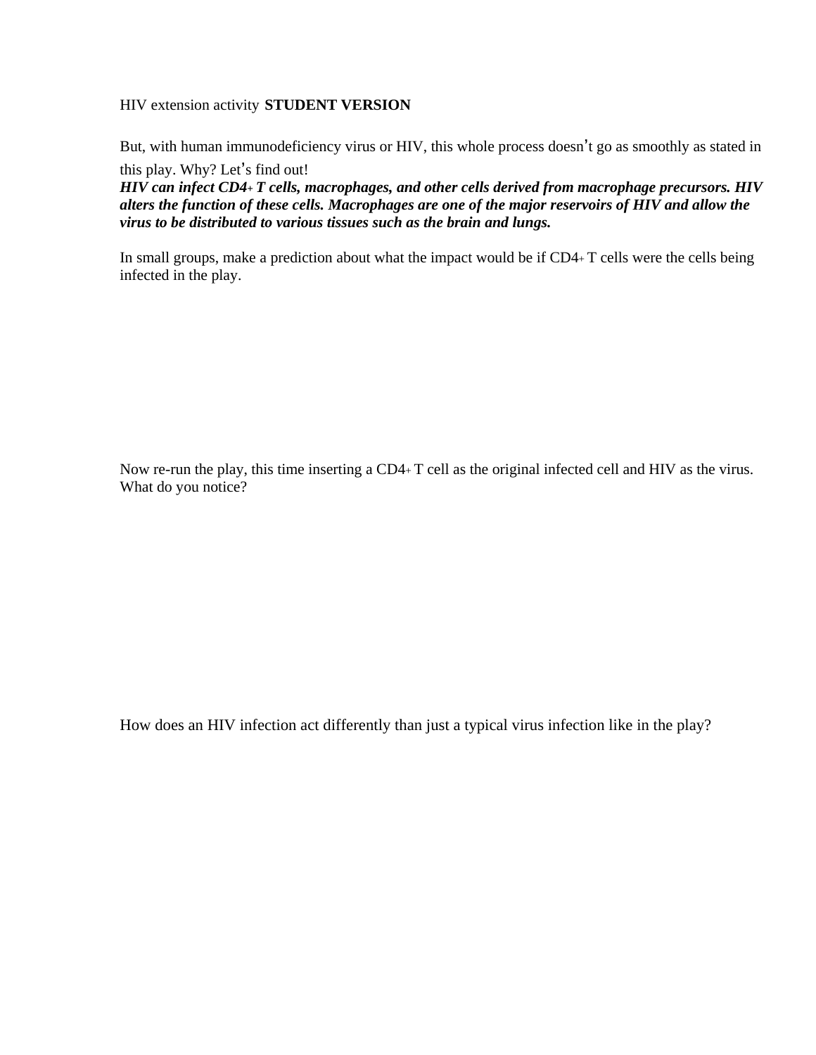HIV extension activity **STUDENT VERSION**

But, with human immunodeficiency virus or HIV, this whole process doesn't go as smoothly as stated in this play. Why? Let's find out!

***HIV can infect CD4+ T cells, macrophages, and other cells derived from macrophage precursors. HIV alters the function of these cells. Macrophages are one of the major reservoirs of HIV and allow the virus to be distributed to various tissues such as the brain and lungs.***

In small groups, make a prediction about what the impact would be if CD4+ T cells were the cells being infected in the play.

Now re-run the play, this time inserting a CD4+ T cell as the original infected cell and HIV as the virus. What do you notice?

How does an HIV infection act differently than just a typical virus infection like in the play?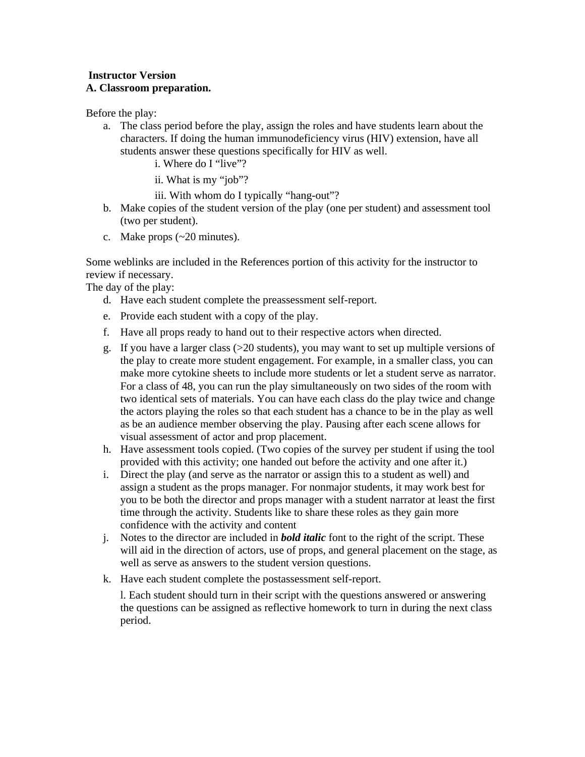**Instructor Version**

**A. Classroom preparation.**

Before the play:

a. The class period before the play, assign the roles and have students learn about the characters. If doing the human immunodeficiency virus (HIV) extension, have all students answer these questions specifically for HIV as well.
    - i. Where do I "live"?
    - ii. What is my "job"?
    - iii. With whom do I typically "hang-out"?

b. Make copies of the student version of the play (one per student) and assessment tool (two per student).

c. Make props (~20 minutes).

Some weblinks are included in the References portion of this activity for the instructor to review if necessary.

The day of the play:

d. Have each student complete the preassessment self-report.

e. Provide each student with a copy of the play.

f. Have all props ready to hand out to their respective actors when directed.

g. If you have a larger class (>20 students), you may want to set up multiple versions of the play to create more student engagement. For example, in a smaller class, you can make more cytokine sheets to include more students or let a student serve as narrator. For a class of 48, you can run the play simultaneously on two sides of the room with two identical sets of materials. You can have each class do the play twice and change the actors playing the roles so that each student has a chance to be in the play as well as be an audience member observing the play. Pausing after each scene allows for visual assessment of actor and prop placement.

h. Have assessment tools copied. (Two copies of the survey per student if using the tool provided with this activity; one handed out before the activity and one after it.)

i. Direct the play (and serve as the narrator or assign this to a student as well) and assign a student as the props manager. For nonmajor students, it may work best for you to be both the director and props manager with a student narrator at least the first time through the activity. Students like to share these roles as they gain more confidence with the activity and content

j. Notes to the director are included in ***bold italic*** font to the right of the script. These will aid in the direction of actors, use of props, and general placement on the stage, as well as serve as answers to the student version questions.

k. Have each student complete the postassessment self-report.

l. Each student should turn in their script with the questions answered or answering the questions can be assigned as reflective homework to turn in during the next class period.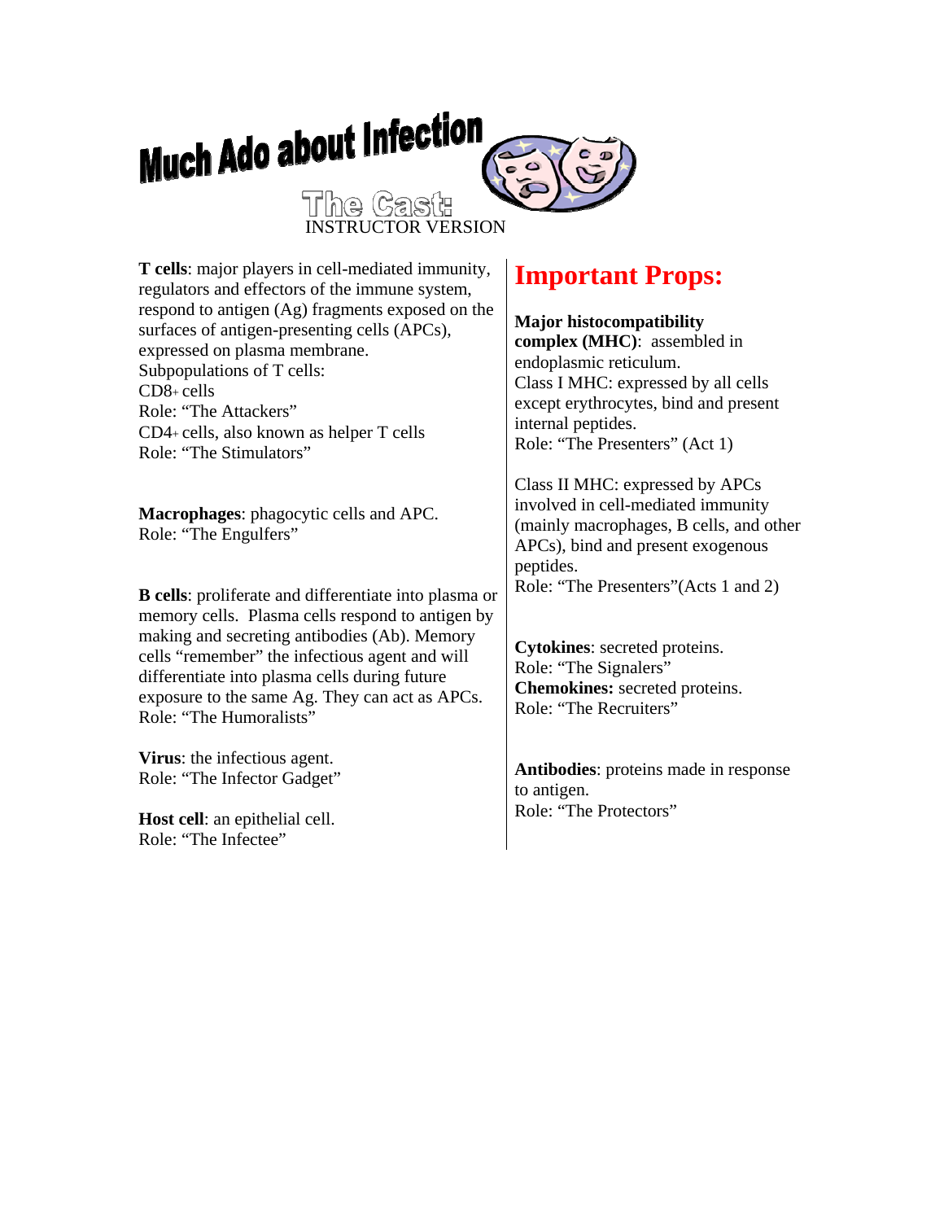# Much Ado about Infection

## The Cast:

INSTRUCTOR VERSION

**T cells**: major players in cell-mediated immunity, regulators and effectors of the immune system, respond to antigen (Ag) fragments exposed on the surfaces of antigen-presenting cells (APCs), expressed on plasma membrane.
Subpopulations of T cells:
CD8+ cells
Role: "The Attackers"
CD4+ cells, also known as helper T cells
Role: "The Stimulators"

**Macrophages**: phagocytic cells and APC.
Role: "The Engulfers"

**B cells**: proliferate and differentiate into plasma or memory cells. Plasma cells respond to antigen by making and secreting antibodies (Ab). Memory cells "remember" the infectious agent and will differentiate into plasma cells during future exposure to the same Ag. They can act as APCs.
Role: "The Humoralists"

**Virus**: the infectious agent.
Role: "The Infector Gadget"

**Host cell**: an epithelial cell.
Role: "The Infectee"

## Important Props:

**Major histocompatibility complex (MHC)**: assembled in endoplasmic reticulum.
Class I MHC: expressed by all cells except erythrocytes, bind and present internal peptides.
Role: "The Presenters" (Act 1)

Class II MHC: expressed by APCs involved in cell-mediated immunity (mainly macrophages, B cells, and other APCs), bind and present exogenous peptides.
Role: "The Presenters"(Acts 1 and 2)

**Cytokines**: secreted proteins.
Role: "The Signalers"
**Chemokines:** secreted proteins.
Role: "The Recruiters"

**Antibodies**: proteins made in response to antigen.
Role: "The Protectors"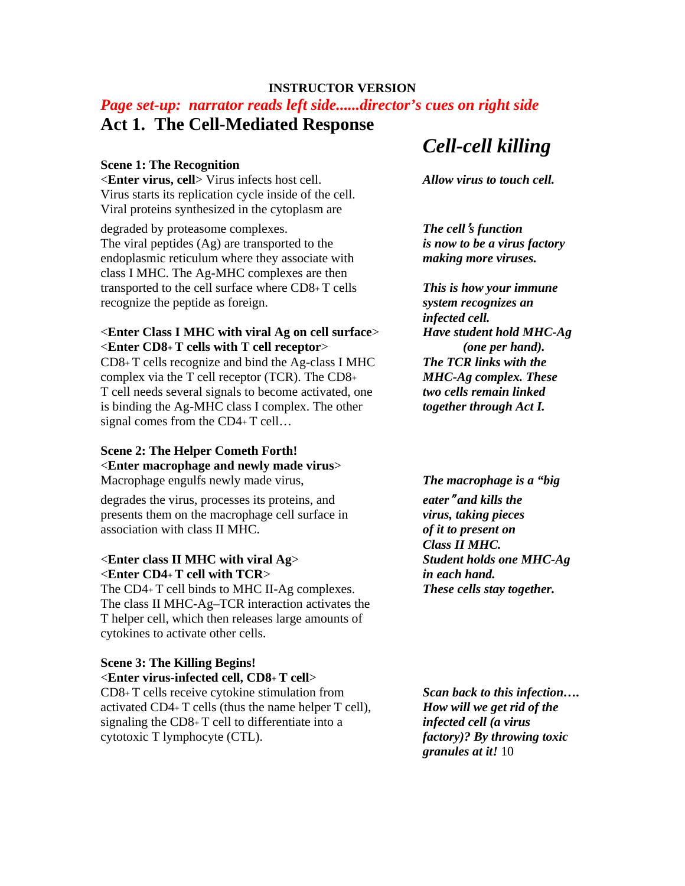**INSTRUCTOR VERSION**

*Page set-up: narrator reads left side......director's cues on right side*

# Act 1. The Cell-Mediated Response

## *Cell-cell killing*

### Scene 1: The Recognition

<**Enter virus, cell**> Virus infects host cell. Virus starts its replication cycle inside of the cell. Viral proteins synthesized in the cytoplasm are degraded by proteasome complexes. The viral peptides (Ag) are transported to the endoplasmic reticulum where they associate with class I MHC. The Ag-MHC complexes are then transported to the cell surface where $CD8^+$ T cells recognize the peptide as foreign.

***Allow virus to touch cell.***

***The cell's function is now to be a virus factory making more viruses.***

***This is how your immune system recognizes an infected cell.***

<**Enter Class I MHC with viral Ag on cell surface**>
<**Enter $CD8^+$ T cells with T cell receptor**>
$CD8^+$ T cells recognize and bind the Ag-class I MHC complex via the T cell receptor (TCR). The $CD8^+$ T cell needs several signals to become activated, one is binding the Ag-MHC class I complex. The other signal comes from the $CD4^+$ T cell…

***Have student hold MHC-Ag (one per hand).***
***The TCR links with the MHC-Ag complex. These two cells remain linked together through Act I.***

### Scene 2: The Helper Cometh Forth!

<**Enter macrophage and newly made virus**>
Macrophage engulfs newly made virus, degrades the virus, processes its proteins, and presents them on the macrophage cell surface in association with class II MHC.

***The macrophage is a "big eater" and kills the virus, taking pieces of it to present on Class II MHC.***

<**Enter class II MHC with viral Ag**>
<**Enter $CD4^+$ T cell with TCR**>
The $CD4^+$ T cell binds to MHC II-Ag complexes. The class II MHC-Ag–TCR interaction activates the T helper cell, which then releases large amounts of cytokines to activate other cells.

***Student holds one MHC-Ag in each hand.***
***These cells stay together.***

### Scene 3: The Killing Begins!

<**Enter virus-infected cell, $CD8^+$ T cell**>
$CD8^+$ T cells receive cytokine stimulation from activated $CD4^+$ T cells (thus the name helper T cell), signaling the $CD8^+$ T cell to differentiate into a cytotoxic T lymphocyte (CTL).

***Scan back to this infection…. How will we get rid of the infected cell (a virus factory)? By throwing toxic granules at it!*** 10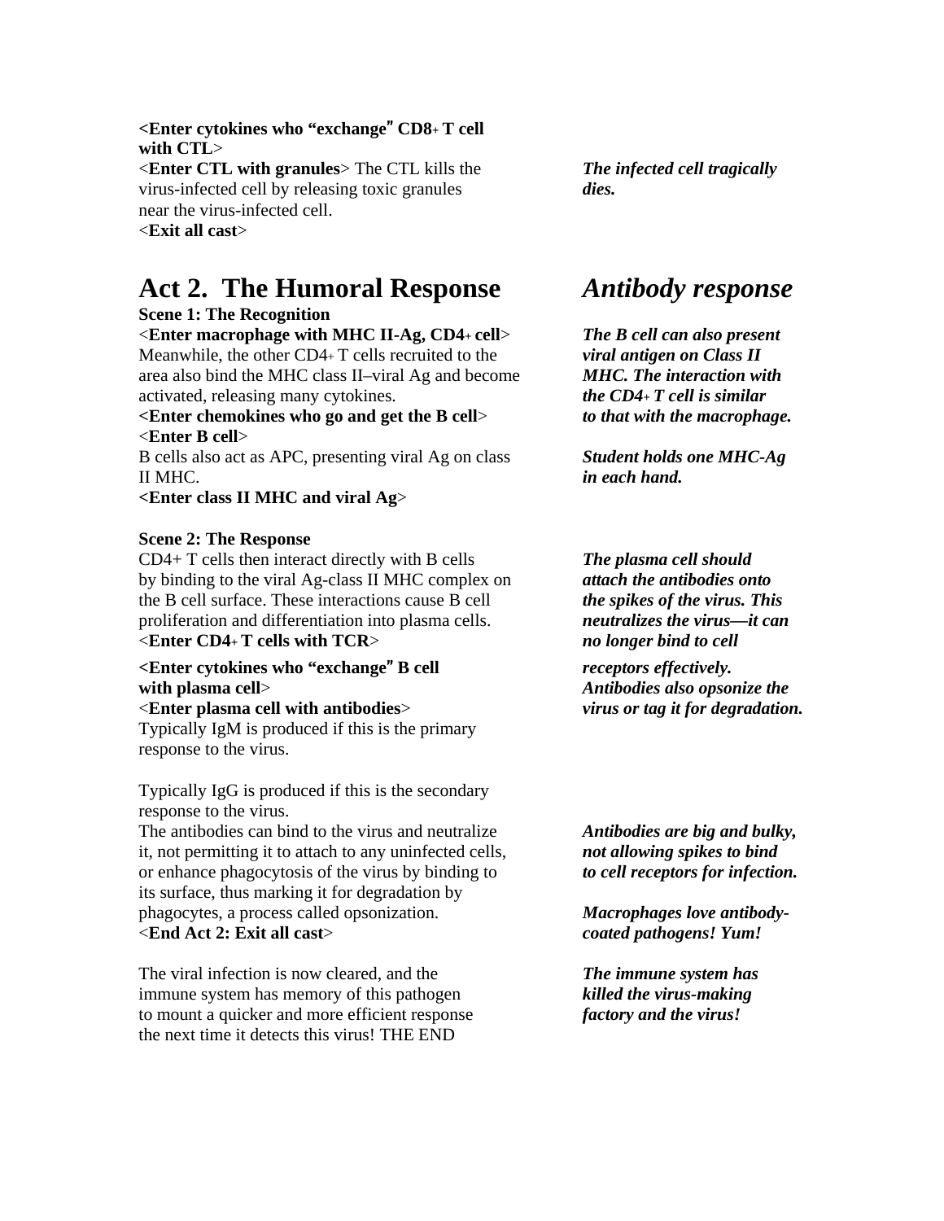**<Enter cytokines who "exchange" CD8+ T cell with CTL>**
<**Enter CTL with granules**> The CTL kills the virus-infected cell by releasing toxic granules near the virus-infected cell.

***The infected cell tragically dies.***

<**Exit all cast**>

# Act 2. The Humoral Response *Antibody response*

**Scene 1: The Recognition**

<**Enter macrophage with MHC II-Ag, CD4+ cell**>
Meanwhile, the other CD4+ T cells recruited to the area also bind the MHC class II–viral Ag and become activated, releasing many cytokines.

***The B cell can also present viral antigen on Class II MHC. The interaction with the CD4+ T cell is similar to that with the macrophage.***

**<Enter chemokines who go and get the B cell>**
<**Enter B cell**>
B cells also act as APC, presenting viral Ag on class II MHC.

***Student holds one MHC-Ag in each hand.***

**<Enter class II MHC and viral Ag>**

**Scene 2: The Response**

CD4+ T cells then interact directly with B cells by binding to the viral Ag-class II MHC complex on the B cell surface. These interactions cause B cell proliferation and differentiation into plasma cells.

***The plasma cell should attach the antibodies onto the spikes of the virus. This neutralizes the virus—it can no longer bind to cell receptors effectively. Antibodies also opsonize the virus or tag it for degradation.***

<**Enter CD4+ T cells with TCR**>
**<Enter cytokines who "exchange" B cell with plasma cell>**
<**Enter plasma cell with antibodies**>
Typically IgM is produced if this is the primary response to the virus.

Typically IgG is produced if this is the secondary response to the virus.
The antibodies can bind to the virus and neutralize it, not permitting it to attach to any uninfected cells, or enhance phagocytosis of the virus by binding to its surface, thus marking it for degradation by phagocytes, a process called opsonization.

***Antibodies are big and bulky, not allowing spikes to bind to cell receptors for infection.***

***Macrophages love antibody-coated pathogens! Yum!***

<**End Act 2: Exit all cast**>

The viral infection is now cleared, and the immune system has memory of this pathogen to mount a quicker and more efficient response the next time it detects this virus! THE END

***The immune system has killed the virus-making factory and the virus!***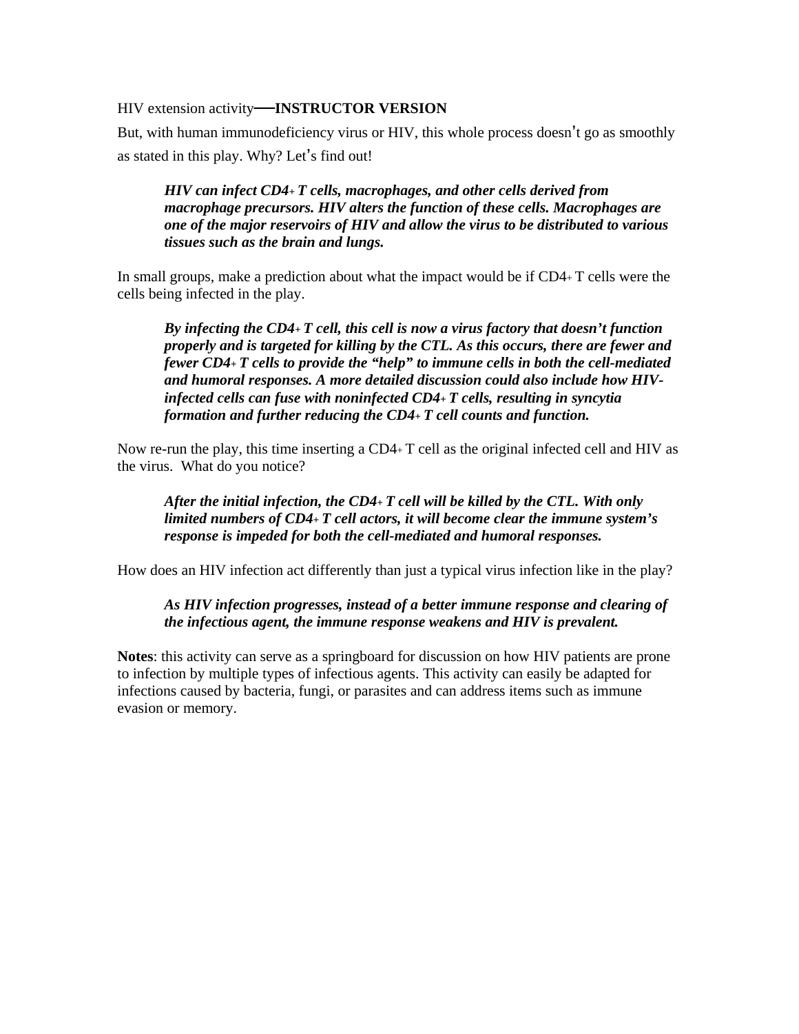HIV extension activity—**INSTRUCTOR VERSION**

But, with human immunodeficiency virus or HIV, this whole process doesn't go as smoothly as stated in this play. Why? Let's find out!

> ***HIV can infect CD4+ T cells, macrophages, and other cells derived from macrophage precursors. HIV alters the function of these cells. Macrophages are one of the major reservoirs of HIV and allow the virus to be distributed to various tissues such as the brain and lungs.***

In small groups, make a prediction about what the impact would be if CD4+ T cells were the cells being infected in the play.

> ***By infecting the CD4+ T cell, this cell is now a virus factory that doesn't function properly and is targeted for killing by the CTL. As this occurs, there are fewer and fewer CD4+ T cells to provide the "help" to immune cells in both the cell-mediated and humoral responses. A more detailed discussion could also include how HIV-infected cells can fuse with noninfected CD4+ T cells, resulting in syncytia formation and further reducing the CD4+ T cell counts and function.***

Now re-run the play, this time inserting a CD4+ T cell as the original infected cell and HIV as the virus. What do you notice?

> ***After the initial infection, the CD4+ T cell will be killed by the CTL. With only limited numbers of CD4+ T cell actors, it will become clear the immune system's response is impeded for both the cell-mediated and humoral responses.***

How does an HIV infection act differently than just a typical virus infection like in the play?

> ***As HIV infection progresses, instead of a better immune response and clearing of the infectious agent, the immune response weakens and HIV is prevalent.***

**Notes**: this activity can serve as a springboard for discussion on how HIV patients are prone to infection by multiple types of infectious agents. This activity can easily be adapted for infections caused by bacteria, fungi, or parasites and can address items such as immune evasion or memory.